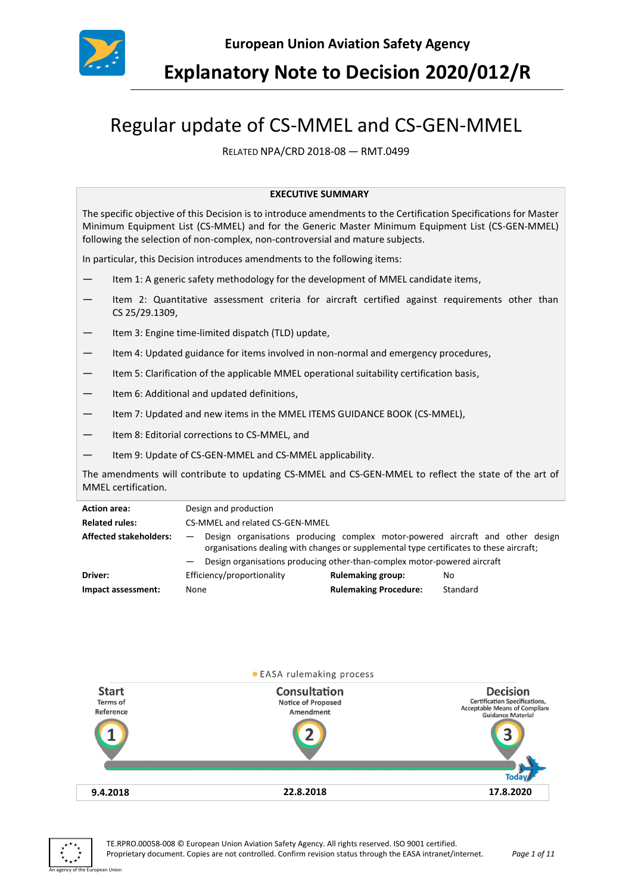European Union Aviation Safety Agency

# Explanatory Note to Decision 2020/012/R

## Regular update of CS-MMEL and CS-GEN-MMEL

RELATED NPA/CRD 2018-08 — RMT.0499

**EXECUTIVE SUMMARY**

The specific objective of this Decision is to introduce amendments to the Certification Specifications for Master Minimum Equipment List (CS-MMEL) and for the Generic Master Minimum Equipment List (CS-GEN-MMEL) following the selection of non-complex, non-controversial and mature subjects.

In particular, this Decision introduces amendments to the following items:

— Item 1: A generic safety methodology for the development of MMEL candidate items,

— Item 2: Quantitative assessment criteria for aircraft certified against requirements other than CS 25/29.1309,

— Item 3: Engine time-limited dispatch (TLD) update,

— Item 4: Updated guidance for items involved in non-normal and emergency procedures,

— Item 5: Clarification of the applicable MMEL operational suitability certification basis,

— Item 6: Additional and updated definitions,

— Item 7: Updated and new items in the MMEL ITEMS GUIDANCE BOOK (CS-MMEL),

— Item 8: Editorial corrections to CS-MMEL, and

— Item 9: Update of CS-GEN-MMEL and CS-MMEL applicability.

The amendments will contribute to updating CS-MMEL and CS-GEN-MMEL to reflect the state of the art of MMEL certification.

| | | | |
|---|---|---|---|
| **Action area:** | Design and production | | |
| **Related rules:** | CS-MMEL and related CS-GEN-MMEL | | |
| **Affected stakeholders:** | — Design organisations producing complex motor-powered aircraft and other design organisations dealing with changes or supplemental type certificates to these aircraft;<br>— Design organisations producing other-than-complex motor-powered aircraft | | |
| **Driver:** | Efficiency/proportionality | **Rulemaking group:** | No |
| **Impact assessment:** | None | **Rulemaking Procedure:** | Standard |

EASA rulemaking process

| Start<br>Terms of Reference | Consultation<br>Notice of Proposed Amendment | Decision<br>Certification Specifications, Acceptable Means of Compliance, Guidance Material |
|---|---|---|
| 1 | 2 | 3 (Today) |
| 9.4.2018 | 22.8.2018 | 17.8.2020 |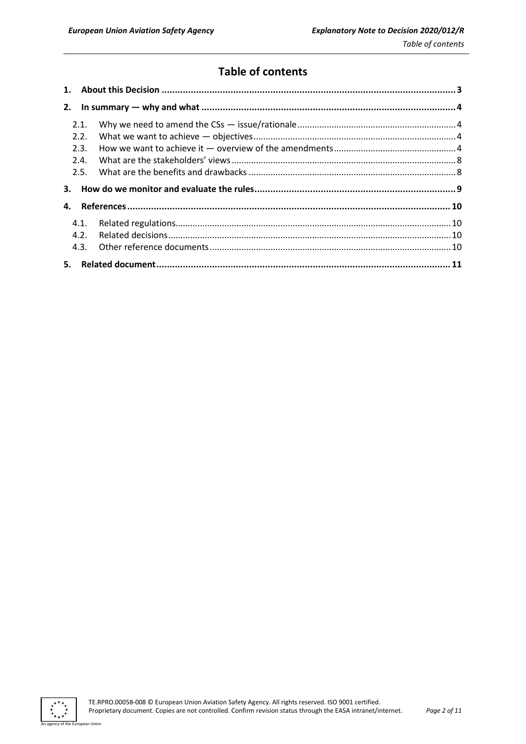# Table of contents

1. **About this Decision** .......... 3
2. **In summary — why and what** .......... 4
   - 2.1. Why we need to amend the CSs — issue/rationale .......... 4
   - 2.2. What we want to achieve — objectives .......... 4
   - 2.3. How we want to achieve it — overview of the amendments .......... 4
   - 2.4. What are the stakeholders' views .......... 8
   - 2.5. What are the benefits and drawbacks .......... 8
3. **How do we monitor and evaluate the rules** .......... 9
4. **References** .......... 10
   - 4.1. Related regulations .......... 10
   - 4.2. Related decisions .......... 10
   - 4.3. Other reference documents .......... 10
5. **Related document** .......... 11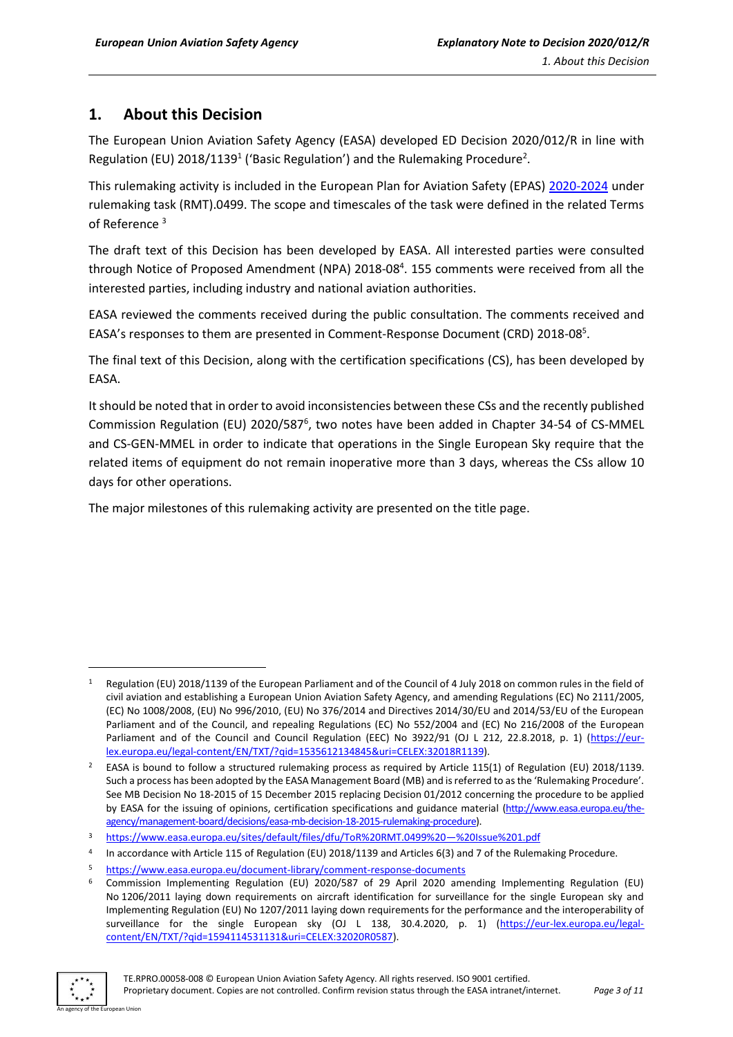## 1. About this Decision

The European Union Aviation Safety Agency (EASA) developed ED Decision 2020/012/R in line with Regulation (EU) 2018/1139[1] ('Basic Regulation') and the Rulemaking Procedure[2].

This rulemaking activity is included in the European Plan for Aviation Safety (EPAS) [2020-2024](#) under rulemaking task (RMT).0499. The scope and timescales of the task were defined in the related Terms of Reference [3]

The draft text of this Decision has been developed by EASA. All interested parties were consulted through Notice of Proposed Amendment (NPA) 2018-08[4]. 155 comments were received from all the interested parties, including industry and national aviation authorities.

EASA reviewed the comments received during the public consultation. The comments received and EASA's responses to them are presented in Comment-Response Document (CRD) 2018-08[5].

The final text of this Decision, along with the certification specifications (CS), has been developed by EASA.

It should be noted that in order to avoid inconsistencies between these CSs and the recently published Commission Regulation (EU) 2020/587[6], two notes have been added in Chapter 34-54 of CS-MMEL and CS-GEN-MMEL in order to indicate that operations in the Single European Sky require that the related items of equipment do not remain inoperative more than 3 days, whereas the CSs allow 10 days for other operations.

The major milestones of this rulemaking activity are presented on the title page.

---

[1] Regulation (EU) 2018/1139 of the European Parliament and of the Council of 4 July 2018 on common rules in the field of civil aviation and establishing a European Union Aviation Safety Agency, and amending Regulations (EC) No 2111/2005, (EC) No 1008/2008, (EU) No 996/2010, (EU) No 376/2014 and Directives 2014/30/EU and 2014/53/EU of the European Parliament and of the Council, and repealing Regulations (EC) No 552/2004 and (EC) No 216/2008 of the European Parliament and of the Council and Council Regulation (EEC) No 3922/91 (OJ L 212, 22.8.2018, p. 1) (https://eur-lex.europa.eu/legal-content/EN/TXT/?qid=1535612134845&uri=CELEX:32018R1139).

[2] EASA is bound to follow a structured rulemaking process as required by Article 115(1) of Regulation (EU) 2018/1139. Such a process has been adopted by the EASA Management Board (MB) and is referred to as the 'Rulemaking Procedure'. See MB Decision No 18-2015 of 15 December 2015 replacing Decision 01/2012 concerning the procedure to be applied by EASA for the issuing of opinions, certification specifications and guidance material (http://www.easa.europa.eu/the-agency/management-board/decisions/easa-mb-decision-18-2015-rulemaking-procedure).

[3] https://www.easa.europa.eu/sites/default/files/dfu/ToR%20RMT.0499%20—%20Issue%201.pdf

[4] In accordance with Article 115 of Regulation (EU) 2018/1139 and Articles 6(3) and 7 of the Rulemaking Procedure.

[5] https://www.easa.europa.eu/document-library/comment-response-documents

[6] Commission Implementing Regulation (EU) 2020/587 of 29 April 2020 amending Implementing Regulation (EU) No 1206/2011 laying down requirements on aircraft identification for surveillance for the single European sky and Implementing Regulation (EU) No 1207/2011 laying down requirements for the performance and the interoperability of surveillance for the single European sky (OJ L 138, 30.4.2020, p. 1) (https://eur-lex.europa.eu/legal-content/EN/TXT/?qid=1594114531131&uri=CELEX:32020R0587).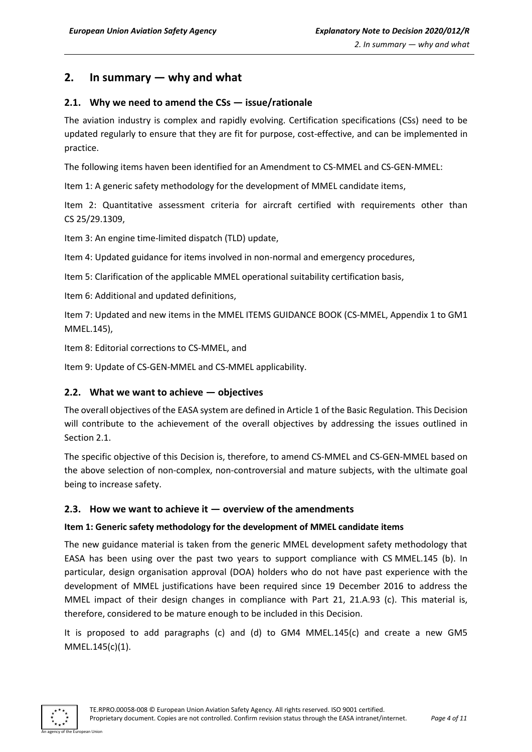## 2. In summary — why and what

### 2.1. Why we need to amend the CSs — issue/rationale

The aviation industry is complex and rapidly evolving. Certification specifications (CSs) need to be updated regularly to ensure that they are fit for purpose, cost-effective, and can be implemented in practice.

The following items haven been identified for an Amendment to CS-MMEL and CS-GEN-MMEL:

Item 1: A generic safety methodology for the development of MMEL candidate items,

Item 2: Quantitative assessment criteria for aircraft certified with requirements other than CS 25/29.1309,

Item 3: An engine time-limited dispatch (TLD) update,

Item 4: Updated guidance for items involved in non-normal and emergency procedures,

Item 5: Clarification of the applicable MMEL operational suitability certification basis,

Item 6: Additional and updated definitions,

Item 7: Updated and new items in the MMEL ITEMS GUIDANCE BOOK (CS-MMEL, Appendix 1 to GM1 MMEL.145),

Item 8: Editorial corrections to CS-MMEL, and

Item 9: Update of CS-GEN-MMEL and CS-MMEL applicability.

### 2.2. What we want to achieve — objectives

The overall objectives of the EASA system are defined in Article 1 of the Basic Regulation. This Decision will contribute to the achievement of the overall objectives by addressing the issues outlined in Section 2.1.

The specific objective of this Decision is, therefore, to amend CS-MMEL and CS-GEN-MMEL based on the above selection of non-complex, non-controversial and mature subjects, with the ultimate goal being to increase safety.

### 2.3. How we want to achieve it — overview of the amendments

**Item 1: Generic safety methodology for the development of MMEL candidate items**

The new guidance material is taken from the generic MMEL development safety methodology that EASA has been using over the past two years to support compliance with CS MMEL.145 (b). In particular, design organisation approval (DOA) holders who do not have past experience with the development of MMEL justifications have been required since 19 December 2016 to address the MMEL impact of their design changes in compliance with Part 21, 21.A.93 (c). This material is, therefore, considered to be mature enough to be included in this Decision.

It is proposed to add paragraphs (c) and (d) to GM4 MMEL.145(c) and create a new GM5 MMEL.145(c)(1).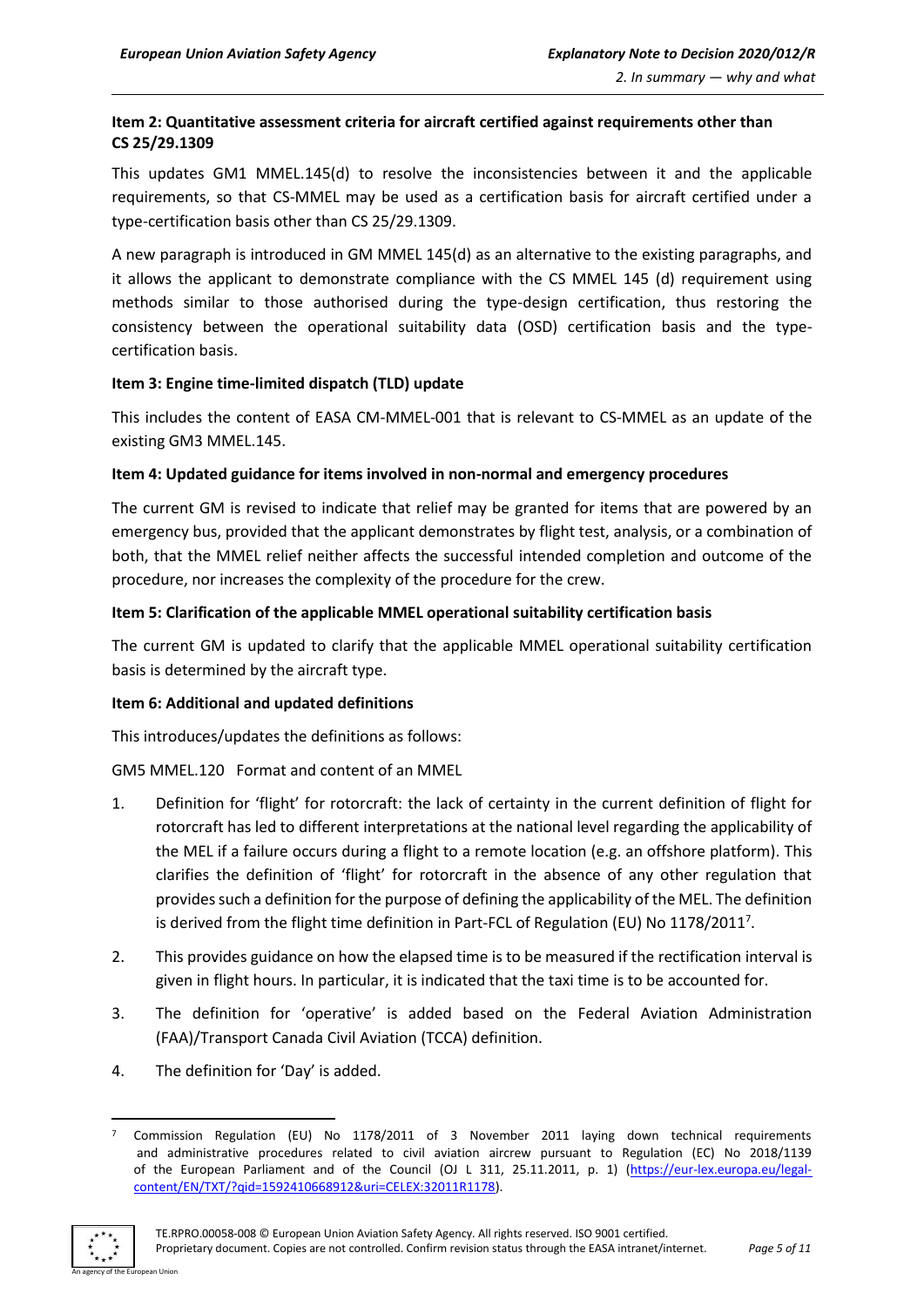**Item 2: Quantitative assessment criteria for aircraft certified against requirements other than CS 25/29.1309**

This updates GM1 MMEL.145(d) to resolve the inconsistencies between it and the applicable requirements, so that CS-MMEL may be used as a certification basis for aircraft certified under a type-certification basis other than CS 25/29.1309.

A new paragraph is introduced in GM MMEL 145(d) as an alternative to the existing paragraphs, and it allows the applicant to demonstrate compliance with the CS MMEL 145 (d) requirement using methods similar to those authorised during the type-design certification, thus restoring the consistency between the operational suitability data (OSD) certification basis and the type-certification basis.

**Item 3: Engine time-limited dispatch (TLD) update**

This includes the content of EASA CM-MMEL-001 that is relevant to CS-MMEL as an update of the existing GM3 MMEL.145.

**Item 4: Updated guidance for items involved in non-normal and emergency procedures**

The current GM is revised to indicate that relief may be granted for items that are powered by an emergency bus, provided that the applicant demonstrates by flight test, analysis, or a combination of both, that the MMEL relief neither affects the successful intended completion and outcome of the procedure, nor increases the complexity of the procedure for the crew.

**Item 5: Clarification of the applicable MMEL operational suitability certification basis**

The current GM is updated to clarify that the applicable MMEL operational suitability certification basis is determined by the aircraft type.

**Item 6: Additional and updated definitions**

This introduces/updates the definitions as follows:

GM5 MMEL.120 Format and content of an MMEL

1. Definition for 'flight' for rotorcraft: the lack of certainty in the current definition of flight for rotorcraft has led to different interpretations at the national level regarding the applicability of the MEL if a failure occurs during a flight to a remote location (e.g. an offshore platform). This clarifies the definition of 'flight' for rotorcraft in the absence of any other regulation that provides such a definition for the purpose of defining the applicability of the MEL. The definition is derived from the flight time definition in Part-FCL of Regulation (EU) No 1178/2011[7].
2. This provides guidance on how the elapsed time is to be measured if the rectification interval is given in flight hours. In particular, it is indicated that the taxi time is to be accounted for.
3. The definition for 'operative' is added based on the Federal Aviation Administration (FAA)/Transport Canada Civil Aviation (TCCA) definition.
4. The definition for 'Day' is added.

[7] Commission Regulation (EU) No 1178/2011 of 3 November 2011 laying down technical requirements and administrative procedures related to civil aviation aircrew pursuant to Regulation (EC) No 2018/1139 of the European Parliament and of the Council (OJ L 311, 25.11.2011, p. 1) (https://eur-lex.europa.eu/legal-content/EN/TXT/?qid=1592410668912&uri=CELEX:32011R1178).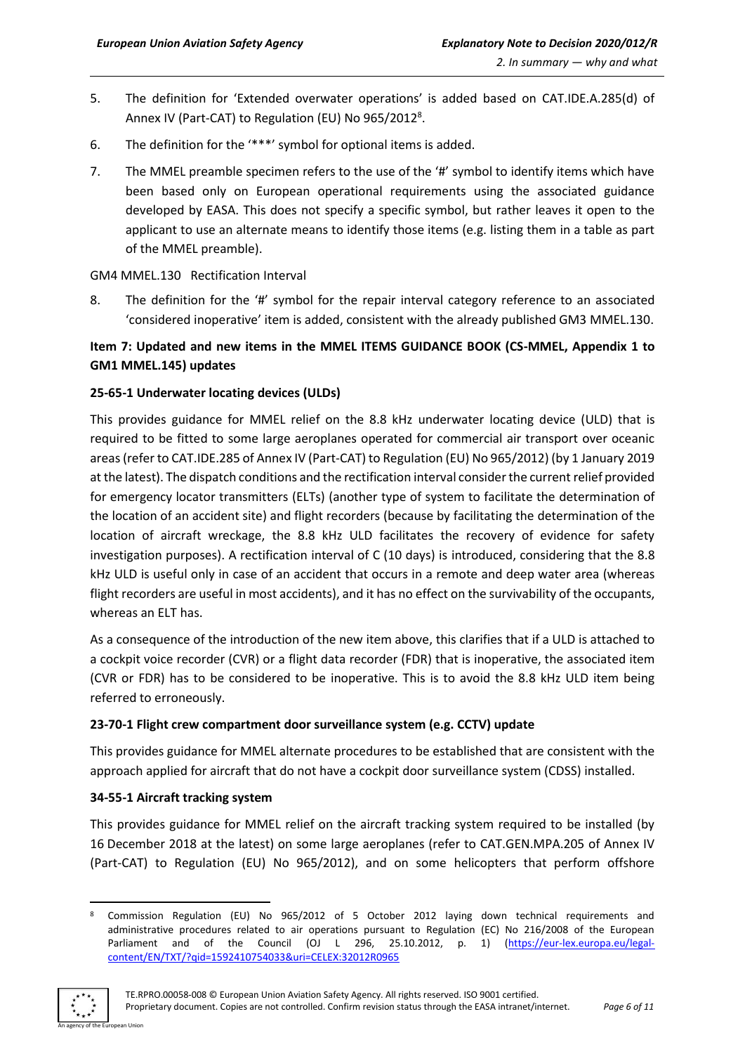5. The definition for 'Extended overwater operations' is added based on CAT.IDE.A.285(d) of Annex IV (Part-CAT) to Regulation (EU) No 965/2012[8].
6. The definition for the '***' symbol for optional items is added.
7. The MMEL preamble specimen refers to the use of the '#' symbol to identify items which have been based only on European operational requirements using the associated guidance developed by EASA. This does not specify a specific symbol, but rather leaves it open to the applicant to use an alternate means to identify those items (e.g. listing them in a table as part of the MMEL preamble).

GM4 MMEL.130 Rectification Interval

8. The definition for the '#' symbol for the repair interval category reference to an associated 'considered inoperative' item is added, consistent with the already published GM3 MMEL.130.

**Item 7: Updated and new items in the MMEL ITEMS GUIDANCE BOOK (CS-MMEL, Appendix 1 to GM1 MMEL.145) updates**

**25-65-1 Underwater locating devices (ULDs)**

This provides guidance for MMEL relief on the 8.8 kHz underwater locating device (ULD) that is required to be fitted to some large aeroplanes operated for commercial air transport over oceanic areas (refer to CAT.IDE.285 of Annex IV (Part-CAT) to Regulation (EU) No 965/2012) (by 1 January 2019 at the latest). The dispatch conditions and the rectification interval consider the current relief provided for emergency locator transmitters (ELTs) (another type of system to facilitate the determination of the location of an accident site) and flight recorders (because by facilitating the determination of the location of aircraft wreckage, the 8.8 kHz ULD facilitates the recovery of evidence for safety investigation purposes). A rectification interval of C (10 days) is introduced, considering that the 8.8 kHz ULD is useful only in case of an accident that occurs in a remote and deep water area (whereas flight recorders are useful in most accidents), and it has no effect on the survivability of the occupants, whereas an ELT has.

As a consequence of the introduction of the new item above, this clarifies that if a ULD is attached to a cockpit voice recorder (CVR) or a flight data recorder (FDR) that is inoperative, the associated item (CVR or FDR) has to be considered to be inoperative. This is to avoid the 8.8 kHz ULD item being referred to erroneously.

**23-70-1 Flight crew compartment door surveillance system (e.g. CCTV) update**

This provides guidance for MMEL alternate procedures to be established that are consistent with the approach applied for aircraft that do not have a cockpit door surveillance system (CDSS) installed.

**34-55-1 Aircraft tracking system**

This provides guidance for MMEL relief on the aircraft tracking system required to be installed (by 16 December 2018 at the latest) on some large aeroplanes (refer to CAT.GEN.MPA.205 of Annex IV (Part-CAT) to Regulation (EU) No 965/2012), and on some helicopters that perform offshore

[8] Commission Regulation (EU) No 965/2012 of 5 October 2012 laying down technical requirements and administrative procedures related to air operations pursuant to Regulation (EC) No 216/2008 of the European Parliament and of the Council (OJ L 296, 25.10.2012, p. 1) (https://eur-lex.europa.eu/legal-content/EN/TXT/?qid=1592410754033&uri=CELEX:32012R0965)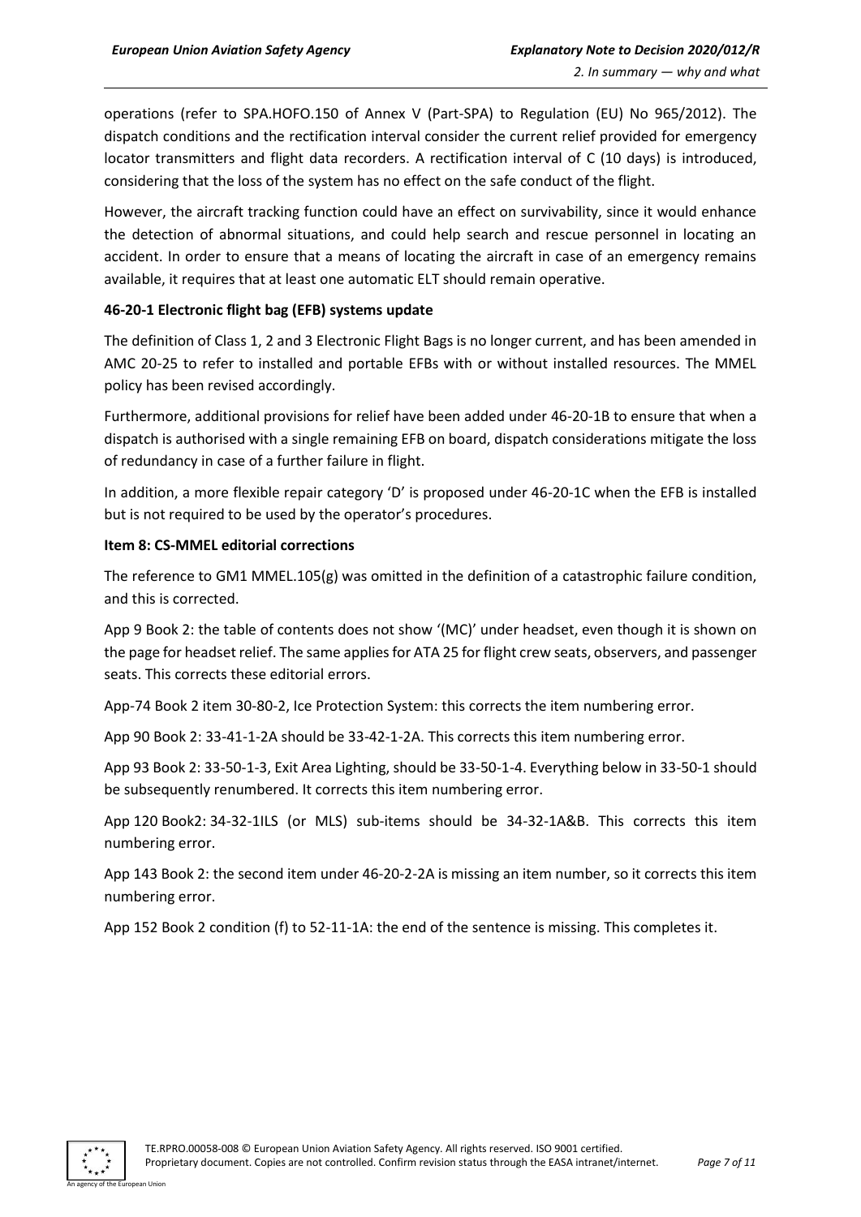operations (refer to SPA.HOFO.150 of Annex V (Part-SPA) to Regulation (EU) No 965/2012). The dispatch conditions and the rectification interval consider the current relief provided for emergency locator transmitters and flight data recorders. A rectification interval of C (10 days) is introduced, considering that the loss of the system has no effect on the safe conduct of the flight.

However, the aircraft tracking function could have an effect on survivability, since it would enhance the detection of abnormal situations, and could help search and rescue personnel in locating an accident. In order to ensure that a means of locating the aircraft in case of an emergency remains available, it requires that at least one automatic ELT should remain operative.

**46-20-1 Electronic flight bag (EFB) systems update**

The definition of Class 1, 2 and 3 Electronic Flight Bags is no longer current, and has been amended in AMC 20-25 to refer to installed and portable EFBs with or without installed resources. The MMEL policy has been revised accordingly.

Furthermore, additional provisions for relief have been added under 46-20-1B to ensure that when a dispatch is authorised with a single remaining EFB on board, dispatch considerations mitigate the loss of redundancy in case of a further failure in flight.

In addition, a more flexible repair category 'D' is proposed under 46-20-1C when the EFB is installed but is not required to be used by the operator's procedures.

**Item 8: CS-MMEL editorial corrections**

The reference to GM1 MMEL.105(g) was omitted in the definition of a catastrophic failure condition, and this is corrected.

App 9 Book 2: the table of contents does not show '(MC)' under headset, even though it is shown on the page for headset relief. The same applies for ATA 25 for flight crew seats, observers, and passenger seats. This corrects these editorial errors.

App-74 Book 2 item 30-80-2, Ice Protection System: this corrects the item numbering error.

App 90 Book 2: 33-41-1-2A should be 33-42-1-2A. This corrects this item numbering error.

App 93 Book 2: 33-50-1-3, Exit Area Lighting, should be 33-50-1-4. Everything below in 33-50-1 should be subsequently renumbered. It corrects this item numbering error.

App 120 Book2: 34-32-1ILS (or MLS) sub-items should be 34-32-1A&B. This corrects this item numbering error.

App 143 Book 2: the second item under 46-20-2-2A is missing an item number, so it corrects this item numbering error.

App 152 Book 2 condition (f) to 52-11-1A: the end of the sentence is missing. This completes it.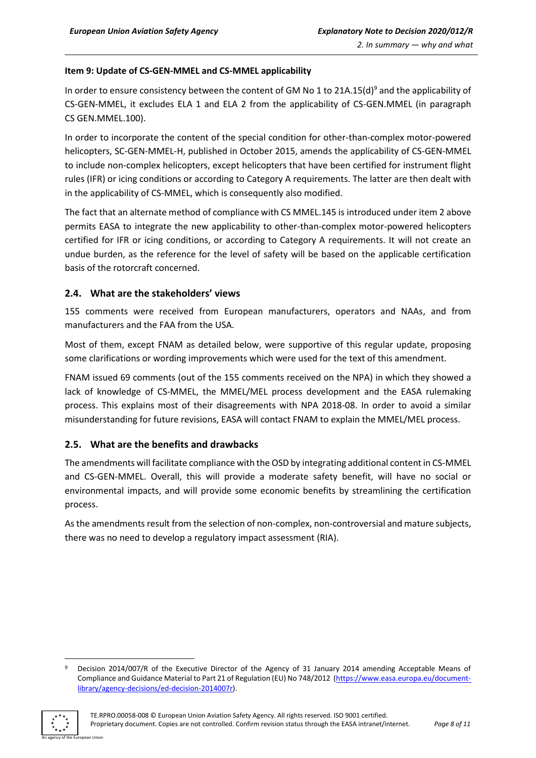**Item 9: Update of CS-GEN-MMEL and CS-MMEL applicability**

In order to ensure consistency between the content of GM No 1 to 21A.15(d)[9] and the applicability of CS-GEN-MMEL, it excludes ELA 1 and ELA 2 from the applicability of CS-GEN.MMEL (in paragraph CS GEN.MMEL.100).

In order to incorporate the content of the special condition for other-than-complex motor-powered helicopters, SC-GEN-MMEL-H, published in October 2015, amends the applicability of CS-GEN-MMEL to include non-complex helicopters, except helicopters that have been certified for instrument flight rules (IFR) or icing conditions or according to Category A requirements. The latter are then dealt with in the applicability of CS-MMEL, which is consequently also modified.

The fact that an alternate method of compliance with CS MMEL.145 is introduced under item 2 above permits EASA to integrate the new applicability to other-than-complex motor-powered helicopters certified for IFR or icing conditions, or according to Category A requirements. It will not create an undue burden, as the reference for the level of safety will be based on the applicable certification basis of the rotorcraft concerned.

## 2.4. What are the stakeholders' views

155 comments were received from European manufacturers, operators and NAAs, and from manufacturers and the FAA from the USA.

Most of them, except FNAM as detailed below, were supportive of this regular update, proposing some clarifications or wording improvements which were used for the text of this amendment.

FNAM issued 69 comments (out of the 155 comments received on the NPA) in which they showed a lack of knowledge of CS-MMEL, the MMEL/MEL process development and the EASA rulemaking process. This explains most of their disagreements with NPA 2018-08. In order to avoid a similar misunderstanding for future revisions, EASA will contact FNAM to explain the MMEL/MEL process.

## 2.5. What are the benefits and drawbacks

The amendments will facilitate compliance with the OSD by integrating additional content in CS-MMEL and CS-GEN-MMEL. Overall, this will provide a moderate safety benefit, will have no social or environmental impacts, and will provide some economic benefits by streamlining the certification process.

As the amendments result from the selection of non-complex, non-controversial and mature subjects, there was no need to develop a regulatory impact assessment (RIA).

---

[9] Decision 2014/007/R of the Executive Director of the Agency of 31 January 2014 amending Acceptable Means of Compliance and Guidance Material to Part 21 of Regulation (EU) No 748/2012 (https://www.easa.europa.eu/document-library/agency-decisions/ed-decision-2014007r).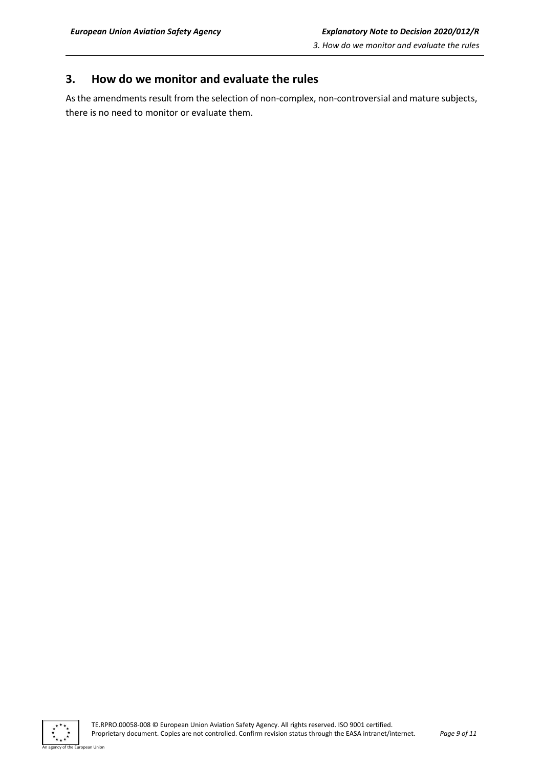## 3. How do we monitor and evaluate the rules

As the amendments result from the selection of non-complex, non-controversial and mature subjects, there is no need to monitor or evaluate them.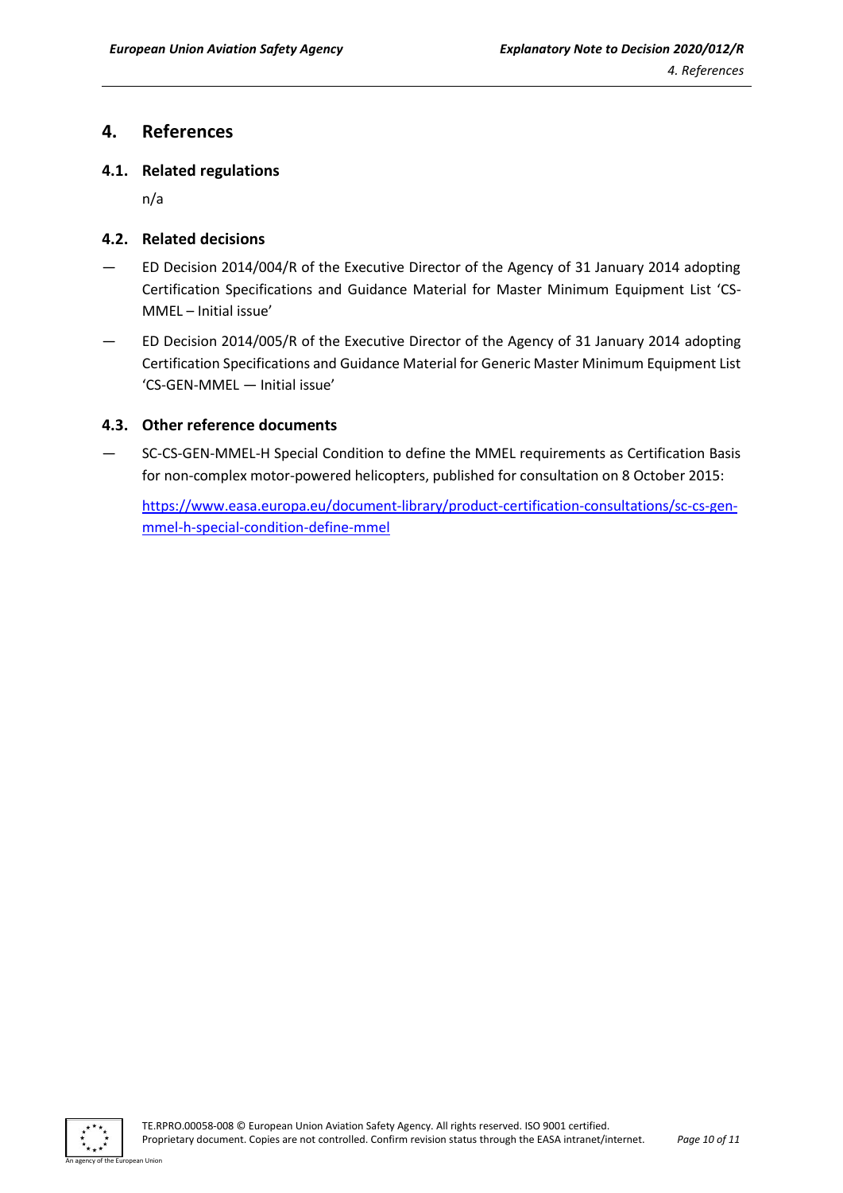# 4. References

## 4.1. Related regulations

n/a

## 4.2. Related decisions

— ED Decision 2014/004/R of the Executive Director of the Agency of 31 January 2014 adopting Certification Specifications and Guidance Material for Master Minimum Equipment List 'CS-MMEL – Initial issue'

— ED Decision 2014/005/R of the Executive Director of the Agency of 31 January 2014 adopting Certification Specifications and Guidance Material for Generic Master Minimum Equipment List 'CS-GEN-MMEL — Initial issue'

## 4.3. Other reference documents

— SC-CS-GEN-MMEL-H Special Condition to define the MMEL requirements as Certification Basis for non-complex motor-powered helicopters, published for consultation on 8 October 2015:

[https://www.easa.europa.eu/document-library/product-certification-consultations/sc-cs-gen-mmel-h-special-condition-define-mmel](https://www.easa.europa.eu/document-library/product-certification-consultations/sc-cs-gen-mmel-h-special-condition-define-mmel)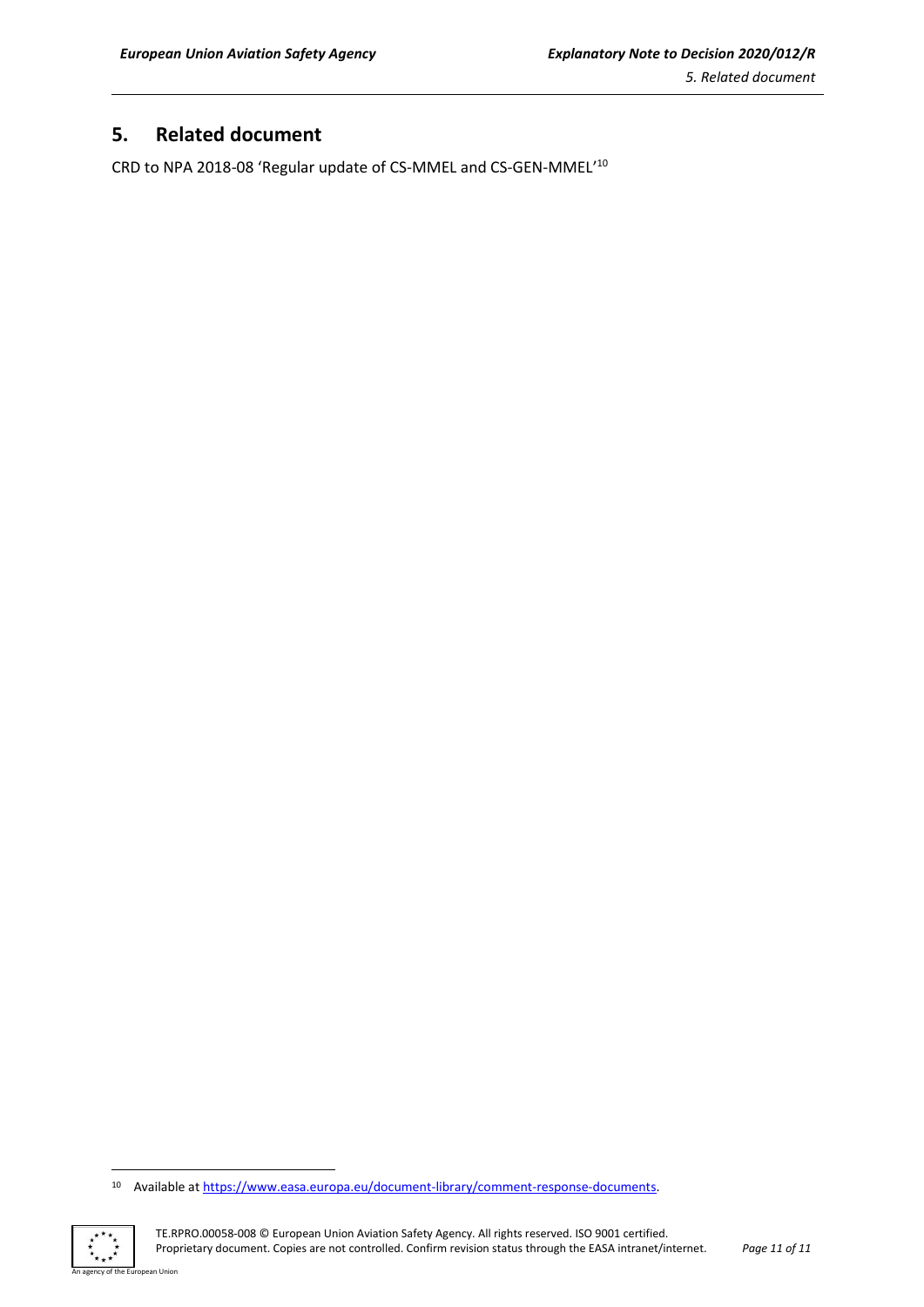## 5. Related document

CRD to NPA 2018-08 'Regular update of CS-MMEL and CS-GEN-MMEL'[10]

[10] Available at https://www.easa.europa.eu/document-library/comment-response-documents.